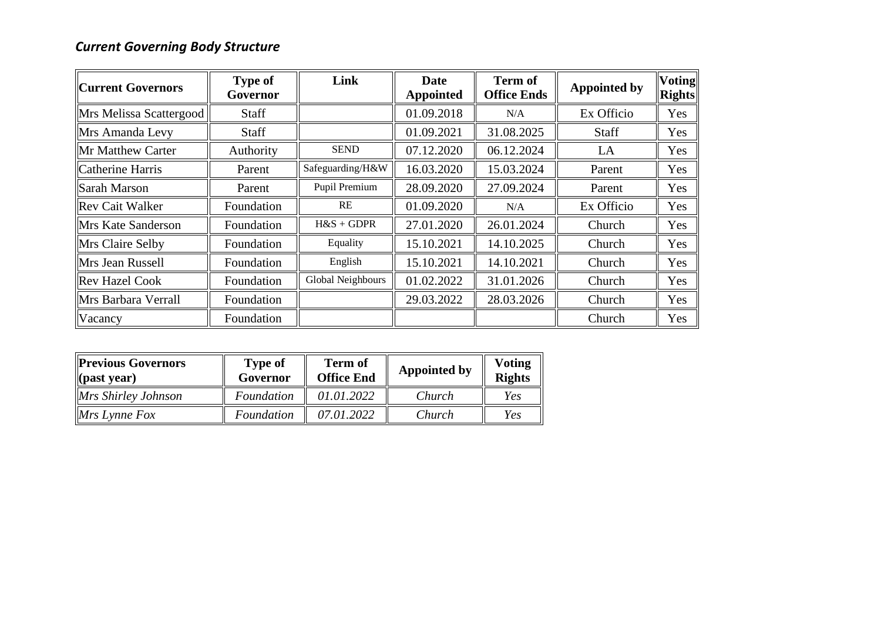### *Current Governing Body Structure*

| Current Governors | Type of Governor | Link | Date Appointed | Term of Office Ends | Appointed by | Voting Rights |
|---|---|---|---|---|---|---|
| Mrs Melissa Scattergood | Staff | | 01.09.2018 | N/A | Ex Officio | Yes |
| Mrs Amanda Levy | Staff | | 01.09.2021 | 31.08.2025 | Staff | Yes |
| Mr Matthew Carter | Authority | SEND | 07.12.2020 | 06.12.2024 | LA | Yes |
| Catherine Harris | Parent | Safeguarding/H&W | 16.03.2020 | 15.03.2024 | Parent | Yes |
| Sarah Marson | Parent | Pupil Premium | 28.09.2020 | 27.09.2024 | Parent | Yes |
| Rev Cait Walker | Foundation | RE | 01.09.2020 | N/A | Ex Officio | Yes |
| Mrs Kate Sanderson | Foundation | H&S + GDPR | 27.01.2020 | 26.01.2024 | Church | Yes |
| Mrs Claire Selby | Foundation | Equality | 15.10.2021 | 14.10.2025 | Church | Yes |
| Mrs Jean Russell | Foundation | English | 15.10.2021 | 14.10.2021 | Church | Yes |
| Rev Hazel Cook | Foundation | Global Neighbours | 01.02.2022 | 31.01.2026 | Church | Yes |
| Mrs Barbara Verrall | Foundation | | 29.03.2022 | 28.03.2026 | Church | Yes |
| Vacancy | Foundation | | | | Church | Yes |

| Previous Governors (past year) | Type of Governor | Term of Office End | Appointed by | Voting Rights |
|---|---|---|---|---|
| *Mrs Shirley Johnson* | *Foundation* | *01.01.2022* | *Church* | *Yes* |
| *Mrs Lynne Fox* | *Foundation* | *07.01.2022* | *Church* | *Yes* |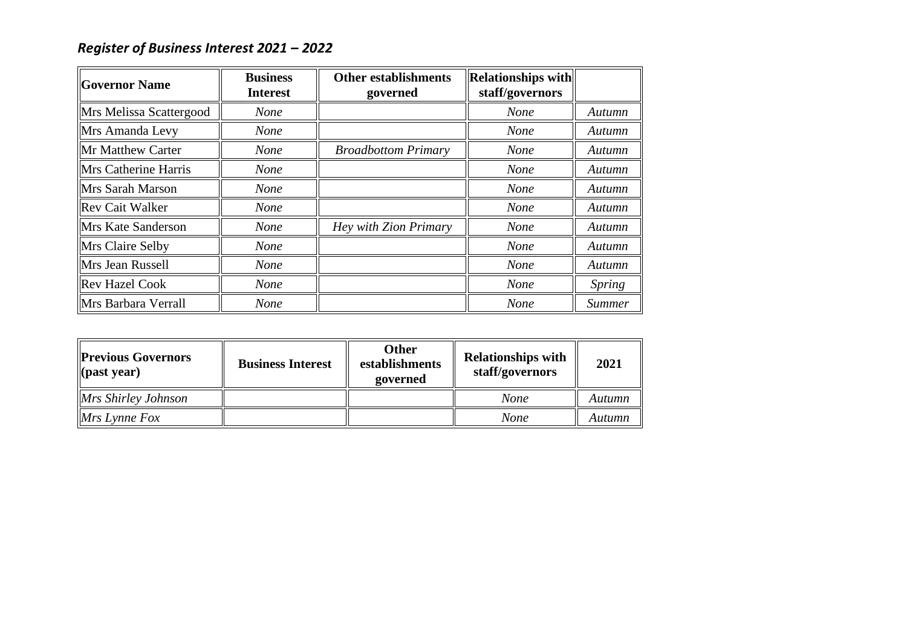## *Register of Business Interest 2021 – 2022*

| Governor Name | Business Interest | Other establishments governed | Relationships with staff/governors | |
|---|---|---|---|---|
| Mrs Melissa Scattergood | *None* | | *None* | *Autumn* |
| Mrs Amanda Levy | *None* | | *None* | *Autumn* |
| Mr Matthew Carter | *None* | *Broadbottom Primary* | *None* | *Autumn* |
| Mrs Catherine Harris | *None* | | *None* | *Autumn* |
| Mrs Sarah Marson | *None* | | *None* | *Autumn* |
| Rev Cait Walker | *None* | | *None* | *Autumn* |
| Mrs Kate Sanderson | *None* | *Hey with Zion Primary* | *None* | *Autumn* |
| Mrs Claire Selby | *None* | | *None* | *Autumn* |
| Mrs Jean Russell | *None* | | *None* | *Autumn* |
| Rev Hazel Cook | *None* | | *None* | *Spring* |
| Mrs Barbara Verrall | *None* | | *None* | *Summer* |

| Previous Governors (past year) | Business Interest | Other establishments governed | Relationships with staff/governors | 2021 |
|---|---|---|---|---|
| *Mrs Shirley Johnson* | | | *None* | *Autumn* |
| *Mrs Lynne Fox* | | | *None* | *Autumn* |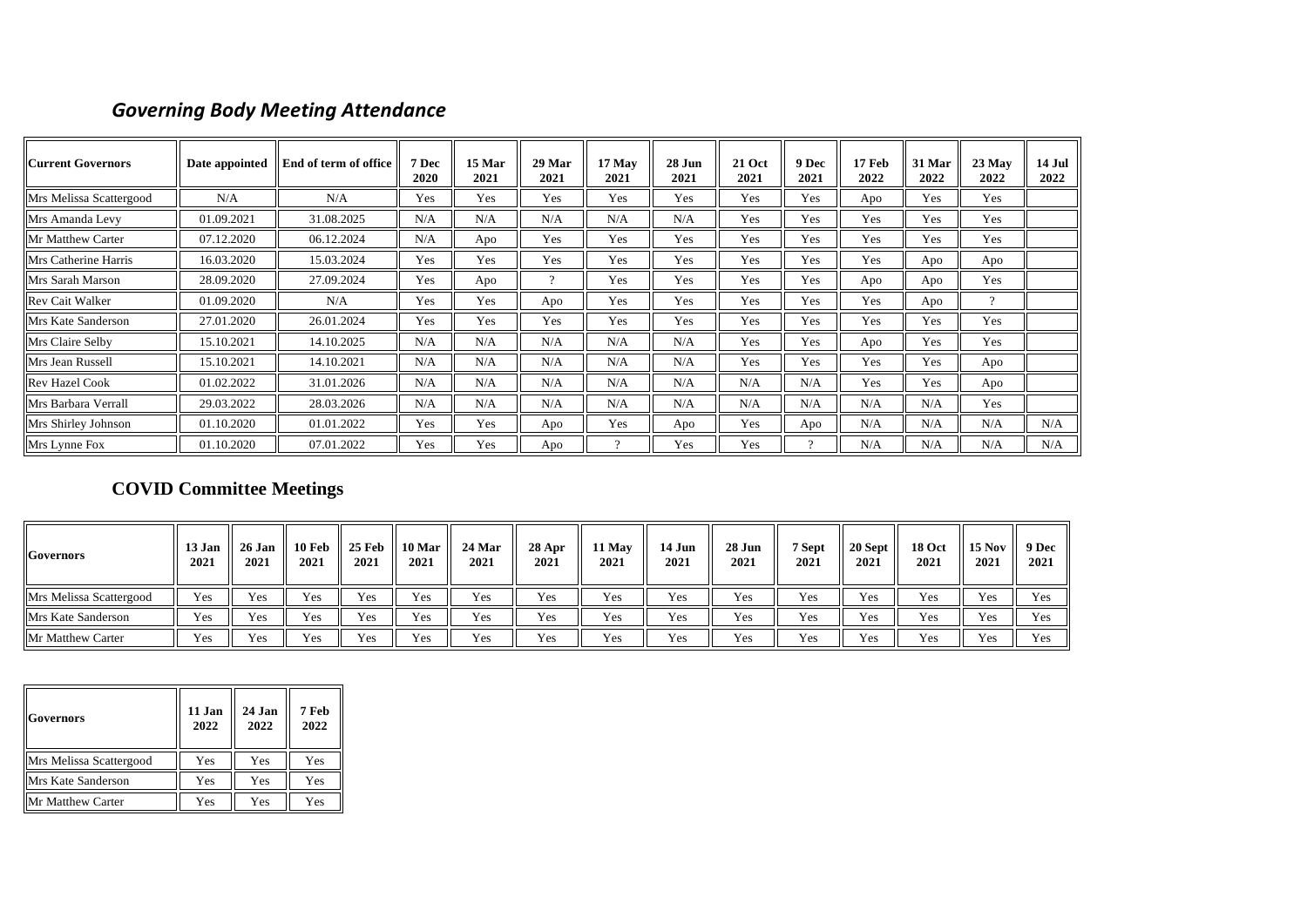## *Governing Body Meeting Attendance*

| Current Governors | Date appointed | End of term of office | 7 Dec 2020 | 15 Mar 2021 | 29 Mar 2021 | 17 May 2021 | 28 Jun 2021 | 21 Oct 2021 | 9 Dec 2021 | 17 Feb 2022 | 31 Mar 2022 | 23 May 2022 | 14 Jul 2022 |
|---|---|---|---|---|---|---|---|---|---|---|---|---|---|
| Mrs Melissa Scattergood | N/A | N/A | Yes | Yes | Yes | Yes | Yes | Yes | Yes | Apo | Yes | Yes | |
| Mrs Amanda Levy | 01.09.2021 | 31.08.2025 | N/A | N/A | N/A | N/A | N/A | Yes | Yes | Yes | Yes | Yes | |
| Mr Matthew Carter | 07.12.2020 | 06.12.2024 | N/A | Apo | Yes | Yes | Yes | Yes | Yes | Yes | Yes | Yes | |
| Mrs Catherine Harris | 16.03.2020 | 15.03.2024 | Yes | Yes | Yes | Yes | Yes | Yes | Yes | Yes | Apo | Apo | |
| Mrs Sarah Marson | 28.09.2020 | 27.09.2024 | Yes | Apo | ? | Yes | Yes | Yes | Yes | Apo | Apo | Yes | |
| Rev Cait Walker | 01.09.2020 | N/A | Yes | Yes | Apo | Yes | Yes | Yes | Yes | Yes | Apo | ? | |
| Mrs Kate Sanderson | 27.01.2020 | 26.01.2024 | Yes | Yes | Yes | Yes | Yes | Yes | Yes | Yes | Yes | Yes | |
| Mrs Claire Selby | 15.10.2021 | 14.10.2025 | N/A | N/A | N/A | N/A | N/A | Yes | Yes | Apo | Yes | Yes | |
| Mrs Jean Russell | 15.10.2021 | 14.10.2021 | N/A | N/A | N/A | N/A | N/A | Yes | Yes | Yes | Yes | Apo | |
| Rev Hazel Cook | 01.02.2022 | 31.01.2026 | N/A | N/A | N/A | N/A | N/A | N/A | N/A | Yes | Yes | Apo | |
| Mrs Barbara Verrall | 29.03.2022 | 28.03.2026 | N/A | N/A | N/A | N/A | N/A | N/A | N/A | N/A | N/A | Yes | |
| Mrs Shirley Johnson | 01.10.2020 | 01.01.2022 | Yes | Yes | Apo | Yes | Apo | Yes | Apo | N/A | N/A | N/A | N/A |
| Mrs Lynne Fox | 01.10.2020 | 07.01.2022 | Yes | Yes | Apo | ? | Yes | Yes | ? | N/A | N/A | N/A | N/A |

## **COVID Committee Meetings**

| Governors | 13 Jan 2021 | 26 Jan 2021 | 10 Feb 2021 | 25 Feb 2021 | 10 Mar 2021 | 24 Mar 2021 | 28 Apr 2021 | 11 May 2021 | 14 Jun 2021 | 28 Jun 2021 | 7 Sept 2021 | 20 Sept 2021 | 18 Oct 2021 | 15 Nov 2021 | 9 Dec 2021 |
|---|---|---|---|---|---|---|---|---|---|---|---|---|---|---|---|
| Mrs Melissa Scattergood | Yes | Yes | Yes | Yes | Yes | Yes | Yes | Yes | Yes | Yes | Yes | Yes | Yes | Yes | Yes |
| Mrs Kate Sanderson | Yes | Yes | Yes | Yes | Yes | Yes | Yes | Yes | Yes | Yes | Yes | Yes | Yes | Yes | Yes |
| Mr Matthew Carter | Yes | Yes | Yes | Yes | Yes | Yes | Yes | Yes | Yes | Yes | Yes | Yes | Yes | Yes | Yes |

| Governors | 11 Jan 2022 | 24 Jan 2022 | 7 Feb 2022 |
|---|---|---|---|
| Mrs Melissa Scattergood | Yes | Yes | Yes |
| Mrs Kate Sanderson | Yes | Yes | Yes |
| Mr Matthew Carter | Yes | Yes | Yes |